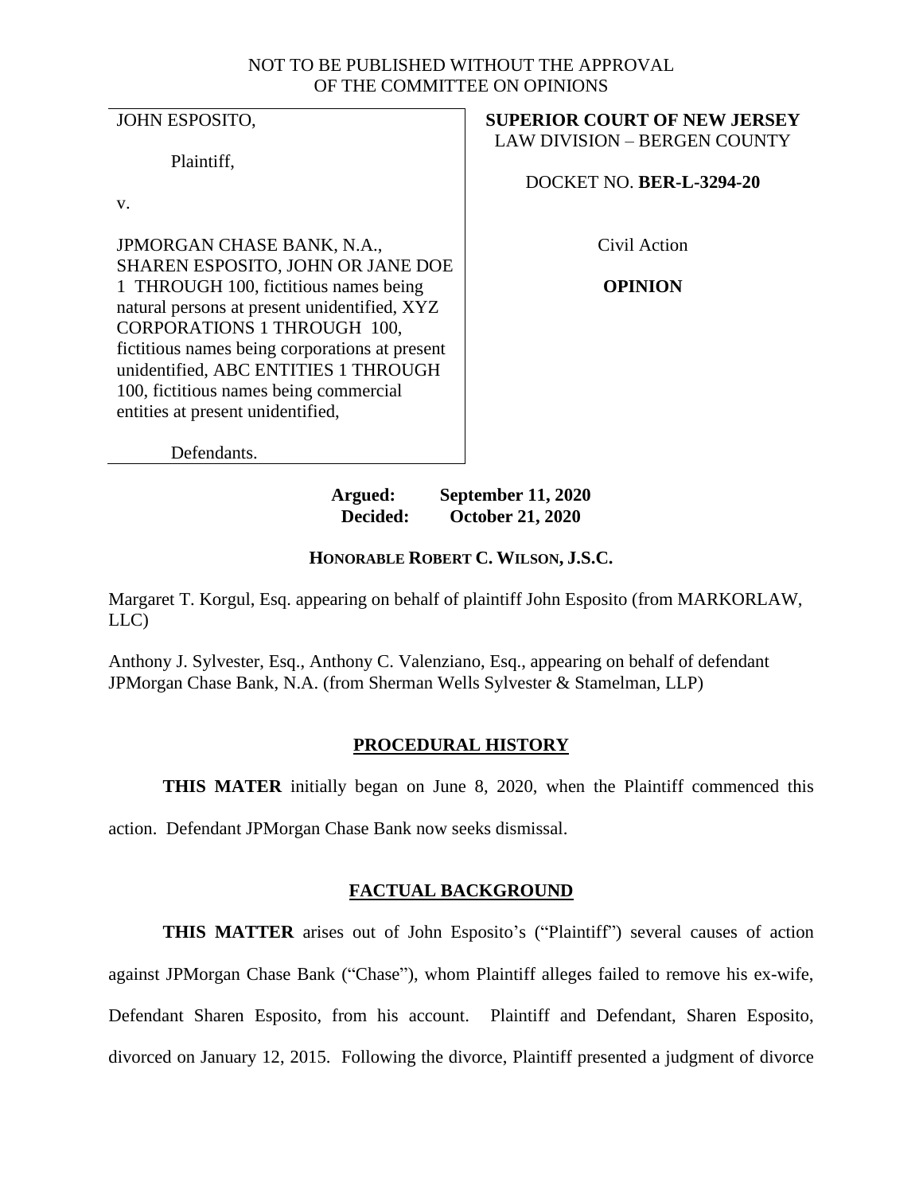NOT TO BE PUBLISHED WITHOUT THE APPROVAL
OF THE COMMITTEE ON OPINIONS

| | |
|---|---|
| JOHN ESPOSITO,<br><br>Plaintiff,<br><br>v.<br><br>JPMORGAN CHASE BANK, N.A., SHAREN ESPOSITO, JOHN OR JANE DOE 1 THROUGH 100, fictitious names being natural persons at present unidentified, XYZ CORPORATIONS 1 THROUGH 100, fictitious names being corporations at present unidentified, ABC ENTITIES 1 THROUGH 100, fictitious names being commercial entities at present unidentified,<br><br>Defendants. | **SUPERIOR COURT OF NEW JERSEY**<br>LAW DIVISION – BERGEN COUNTY<br><br>DOCKET NO. **BER-L-3294-20**<br><br>Civil Action<br><br>**OPINION** |

**Argued: September 11, 2020**
**Decided: October 21, 2020**

**HONORABLE ROBERT C. WILSON, J.S.C.**

Margaret T. Korgul, Esq. appearing on behalf of plaintiff John Esposito (from MARKORLAW, LLC)

Anthony J. Sylvester, Esq., Anthony C. Valenziano, Esq., appearing on behalf of defendant JPMorgan Chase Bank, N.A. (from Sherman Wells Sylvester & Stamelman, LLP)

## PROCEDURAL HISTORY

**THIS MATTER** initially began on June 8, 2020, when the Plaintiff commenced this action. Defendant JPMorgan Chase Bank now seeks dismissal.

## FACTUAL BACKGROUND

**THIS MATTER** arises out of John Esposito's ("Plaintiff") several causes of action against JPMorgan Chase Bank ("Chase"), whom Plaintiff alleges failed to remove his ex-wife, Defendant Sharen Esposito, from his account. Plaintiff and Defendant, Sharen Esposito, divorced on January 12, 2015. Following the divorce, Plaintiff presented a judgment of divorce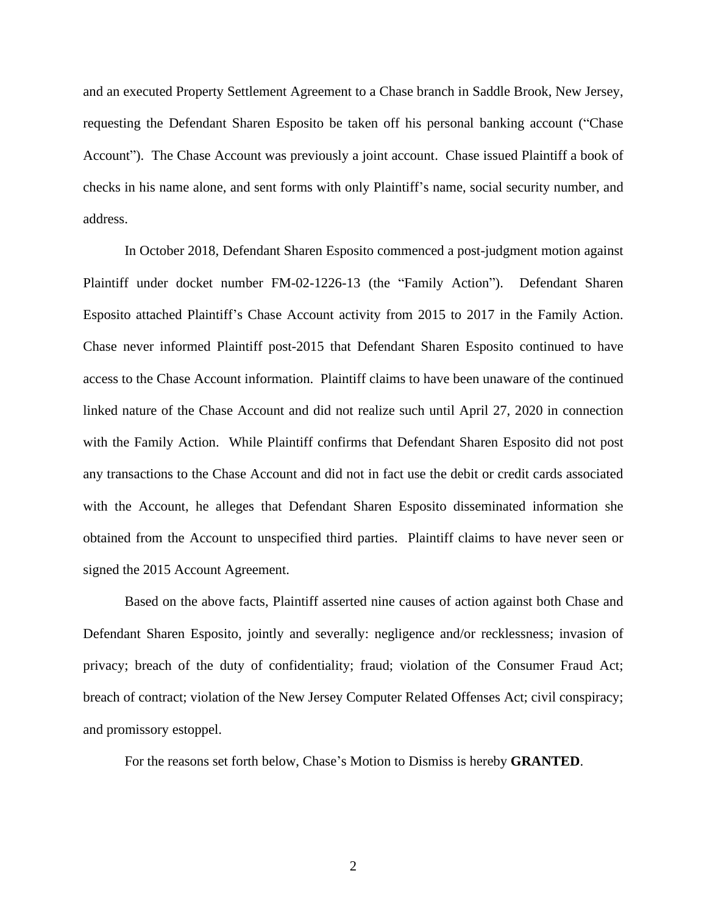and an executed Property Settlement Agreement to a Chase branch in Saddle Brook, New Jersey, requesting the Defendant Sharen Esposito be taken off his personal banking account ("Chase Account"). The Chase Account was previously a joint account. Chase issued Plaintiff a book of checks in his name alone, and sent forms with only Plaintiff's name, social security number, and address.

In October 2018, Defendant Sharen Esposito commenced a post-judgment motion against Plaintiff under docket number FM-02-1226-13 (the "Family Action"). Defendant Sharen Esposito attached Plaintiff's Chase Account activity from 2015 to 2017 in the Family Action. Chase never informed Plaintiff post-2015 that Defendant Sharen Esposito continued to have access to the Chase Account information. Plaintiff claims to have been unaware of the continued linked nature of the Chase Account and did not realize such until April 27, 2020 in connection with the Family Action. While Plaintiff confirms that Defendant Sharen Esposito did not post any transactions to the Chase Account and did not in fact use the debit or credit cards associated with the Account, he alleges that Defendant Sharen Esposito disseminated information she obtained from the Account to unspecified third parties. Plaintiff claims to have never seen or signed the 2015 Account Agreement.

Based on the above facts, Plaintiff asserted nine causes of action against both Chase and Defendant Sharen Esposito, jointly and severally: negligence and/or recklessness; invasion of privacy; breach of the duty of confidentiality; fraud; violation of the Consumer Fraud Act; breach of contract; violation of the New Jersey Computer Related Offenses Act; civil conspiracy; and promissory estoppel.

For the reasons set forth below, Chase's Motion to Dismiss is hereby **GRANTED**.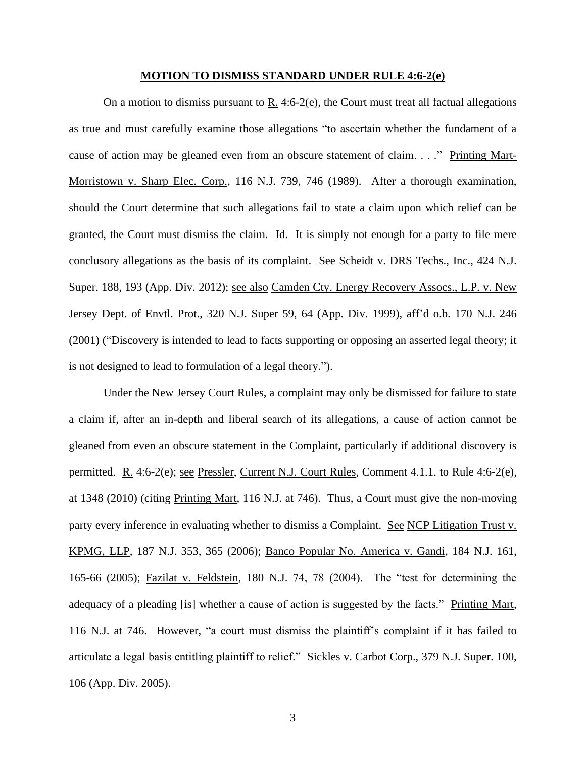## **MOTION TO DISMISS STANDARD UNDER RULE 4:6-2(e)**

On a motion to dismiss pursuant to R. 4:6-2(e), the Court must treat all factual allegations as true and must carefully examine those allegations "to ascertain whether the fundament of a cause of action may be gleaned even from an obscure statement of claim. . . ." Printing Mart-Morristown v. Sharp Elec. Corp., 116 N.J. 739, 746 (1989). After a thorough examination, should the Court determine that such allegations fail to state a claim upon which relief can be granted, the Court must dismiss the claim. Id. It is simply not enough for a party to file mere conclusory allegations as the basis of its complaint. See Scheidt v. DRS Techs., Inc., 424 N.J. Super. 188, 193 (App. Div. 2012); see also Camden Cty. Energy Recovery Assocs., L.P. v. New Jersey Dept. of Envtl. Prot., 320 N.J. Super 59, 64 (App. Div. 1999), aff'd o.b. 170 N.J. 246 (2001) ("Discovery is intended to lead to facts supporting or opposing an asserted legal theory; it is not designed to lead to formulation of a legal theory.").

Under the New Jersey Court Rules, a complaint may only be dismissed for failure to state a claim if, after an in-depth and liberal search of its allegations, a cause of action cannot be gleaned from even an obscure statement in the Complaint, particularly if additional discovery is permitted. R. 4:6-2(e); see Pressler, Current N.J. Court Rules, Comment 4.1.1. to Rule 4:6-2(e), at 1348 (2010) (citing Printing Mart, 116 N.J. at 746). Thus, a Court must give the non-moving party every inference in evaluating whether to dismiss a Complaint. See NCP Litigation Trust v. KPMG, LLP, 187 N.J. 353, 365 (2006); Banco Popular No. America v. Gandi, 184 N.J. 161, 165-66 (2005); Fazilat v. Feldstein, 180 N.J. 74, 78 (2004). The "test for determining the adequacy of a pleading [is] whether a cause of action is suggested by the facts." Printing Mart, 116 N.J. at 746. However, "a court must dismiss the plaintiff's complaint if it has failed to articulate a legal basis entitling plaintiff to relief." Sickles v. Carbot Corp., 379 N.J. Super. 100, 106 (App. Div. 2005).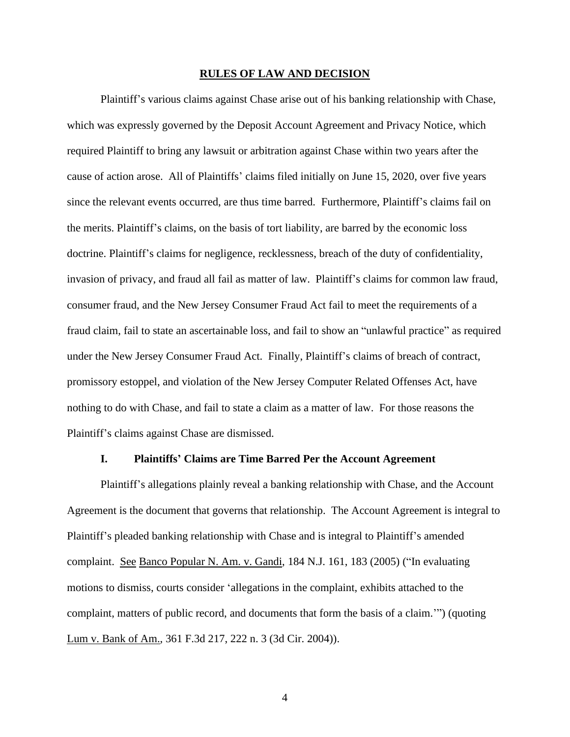## RULES OF LAW AND DECISION

Plaintiff's various claims against Chase arise out of his banking relationship with Chase, which was expressly governed by the Deposit Account Agreement and Privacy Notice, which required Plaintiff to bring any lawsuit or arbitration against Chase within two years after the cause of action arose. All of Plaintiffs' claims filed initially on June 15, 2020, over five years since the relevant events occurred, are thus time barred. Furthermore, Plaintiff's claims fail on the merits. Plaintiff's claims, on the basis of tort liability, are barred by the economic loss doctrine. Plaintiff's claims for negligence, recklessness, breach of the duty of confidentiality, invasion of privacy, and fraud all fail as matter of law. Plaintiff's claims for common law fraud, consumer fraud, and the New Jersey Consumer Fraud Act fail to meet the requirements of a fraud claim, fail to state an ascertainable loss, and fail to show an "unlawful practice" as required under the New Jersey Consumer Fraud Act. Finally, Plaintiff's claims of breach of contract, promissory estoppel, and violation of the New Jersey Computer Related Offenses Act, have nothing to do with Chase, and fail to state a claim as a matter of law. For those reasons the Plaintiff's claims against Chase are dismissed.

### I. Plaintiffs' Claims are Time Barred Per the Account Agreement

Plaintiff's allegations plainly reveal a banking relationship with Chase, and the Account Agreement is the document that governs that relationship. The Account Agreement is integral to Plaintiff's pleaded banking relationship with Chase and is integral to Plaintiff's amended complaint. See Banco Popular N. Am. v. Gandi, 184 N.J. 161, 183 (2005) ("In evaluating motions to dismiss, courts consider 'allegations in the complaint, exhibits attached to the complaint, matters of public record, and documents that form the basis of a claim.'") (quoting Lum v. Bank of Am., 361 F.3d 217, 222 n. 3 (3d Cir. 2004)).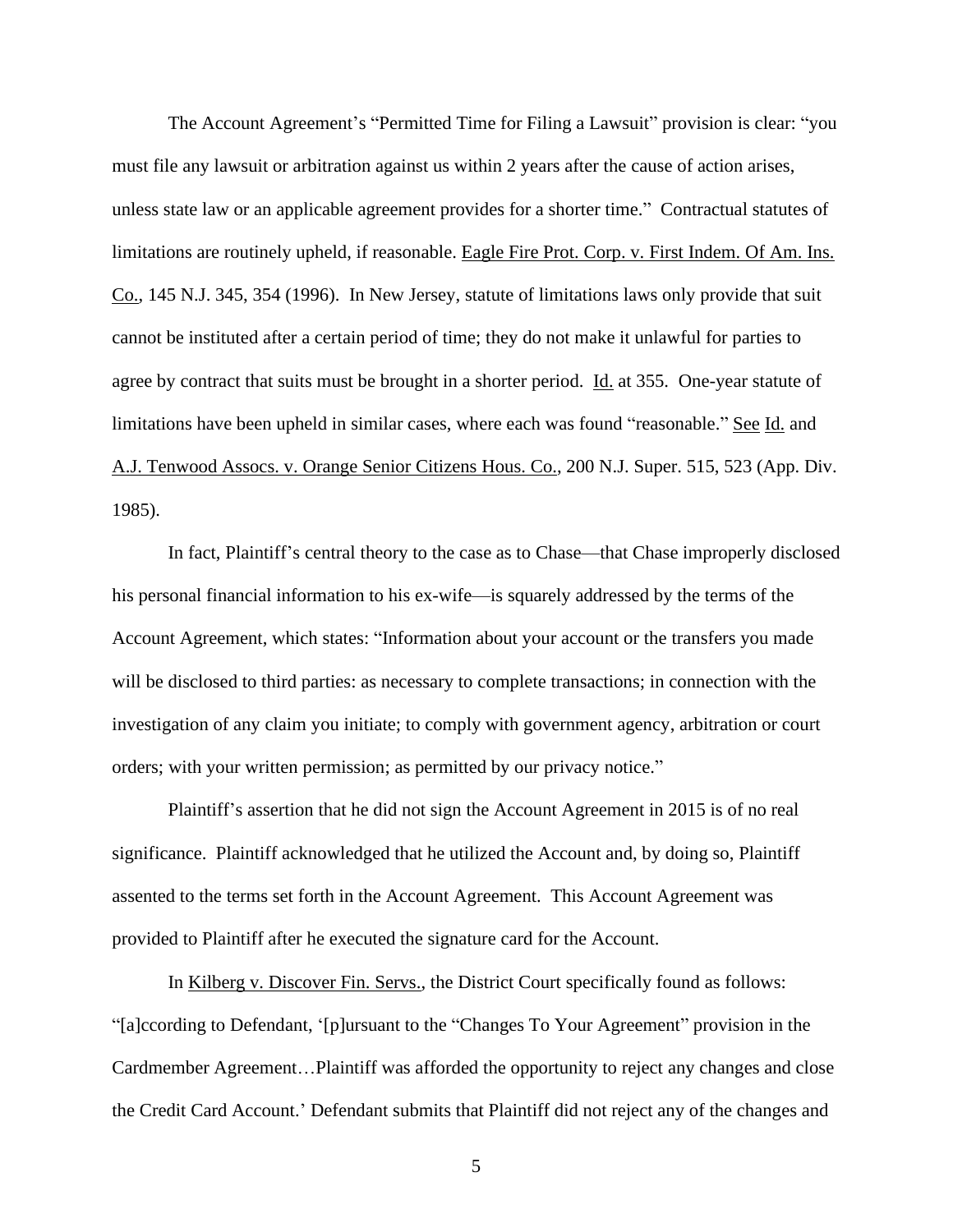The Account Agreement's "Permitted Time for Filing a Lawsuit" provision is clear: "you must file any lawsuit or arbitration against us within 2 years after the cause of action arises, unless state law or an applicable agreement provides for a shorter time." Contractual statutes of limitations are routinely upheld, if reasonable. Eagle Fire Prot. Corp. v. First Indem. Of Am. Ins. Co., 145 N.J. 345, 354 (1996). In New Jersey, statute of limitations laws only provide that suit cannot be instituted after a certain period of time; they do not make it unlawful for parties to agree by contract that suits must be brought in a shorter period. Id. at 355. One-year statute of limitations have been upheld in similar cases, where each was found "reasonable." See Id. and A.J. Tenwood Assocs. v. Orange Senior Citizens Hous. Co., 200 N.J. Super. 515, 523 (App. Div. 1985).

In fact, Plaintiff's central theory to the case as to Chase—that Chase improperly disclosed his personal financial information to his ex-wife—is squarely addressed by the terms of the Account Agreement, which states: "Information about your account or the transfers you made will be disclosed to third parties: as necessary to complete transactions; in connection with the investigation of any claim you initiate; to comply with government agency, arbitration or court orders; with your written permission; as permitted by our privacy notice."

Plaintiff's assertion that he did not sign the Account Agreement in 2015 is of no real significance. Plaintiff acknowledged that he utilized the Account and, by doing so, Plaintiff assented to the terms set forth in the Account Agreement. This Account Agreement was provided to Plaintiff after he executed the signature card for the Account.

In Kilberg v. Discover Fin. Servs., the District Court specifically found as follows: "[a]ccording to Defendant, '[p]ursuant to the "Changes To Your Agreement" provision in the Cardmember Agreement…Plaintiff was afforded the opportunity to reject any changes and close the Credit Card Account.' Defendant submits that Plaintiff did not reject any of the changes and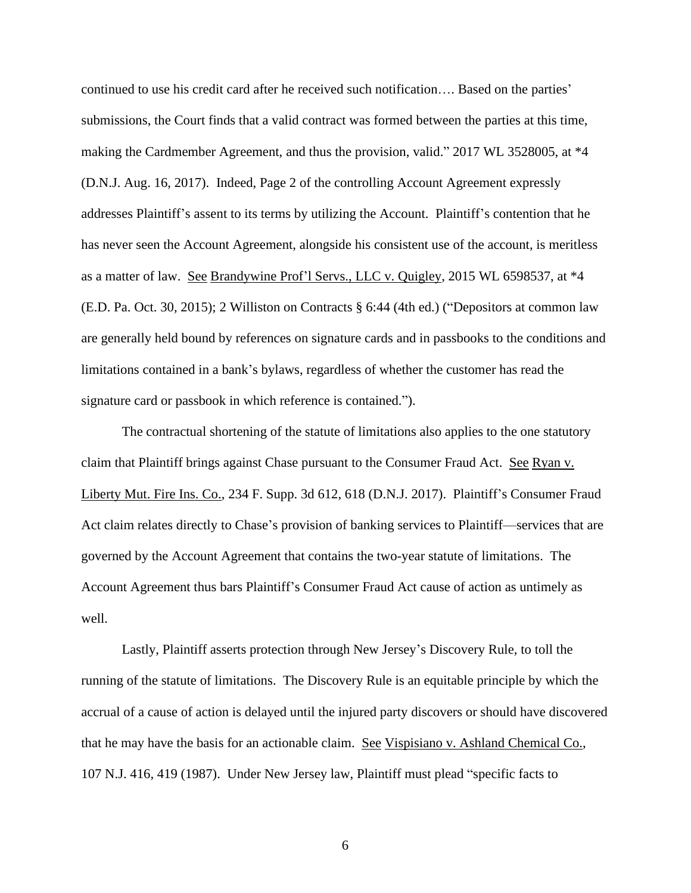continued to use his credit card after he received such notification…. Based on the parties' submissions, the Court finds that a valid contract was formed between the parties at this time, making the Cardmember Agreement, and thus the provision, valid." 2017 WL 3528005, at *4 (D.N.J. Aug. 16, 2017). Indeed, Page 2 of the controlling Account Agreement expressly addresses Plaintiff's assent to its terms by utilizing the Account. Plaintiff's contention that he has never seen the Account Agreement, alongside his consistent use of the account, is meritless as a matter of law. See Brandywine Prof'l Servs., LLC v. Quigley, 2015 WL 6598537, at *4 (E.D. Pa. Oct. 30, 2015); 2 Williston on Contracts § 6:44 (4th ed.) ("Depositors at common law are generally held bound by references on signature cards and in passbooks to the conditions and limitations contained in a bank's bylaws, regardless of whether the customer has read the signature card or passbook in which reference is contained.").

The contractual shortening of the statute of limitations also applies to the one statutory claim that Plaintiff brings against Chase pursuant to the Consumer Fraud Act. See Ryan v. Liberty Mut. Fire Ins. Co., 234 F. Supp. 3d 612, 618 (D.N.J. 2017). Plaintiff's Consumer Fraud Act claim relates directly to Chase's provision of banking services to Plaintiff—services that are governed by the Account Agreement that contains the two-year statute of limitations. The Account Agreement thus bars Plaintiff's Consumer Fraud Act cause of action as untimely as well.

Lastly, Plaintiff asserts protection through New Jersey's Discovery Rule, to toll the running of the statute of limitations. The Discovery Rule is an equitable principle by which the accrual of a cause of action is delayed until the injured party discovers or should have discovered that he may have the basis for an actionable claim. See Vispisiano v. Ashland Chemical Co., 107 N.J. 416, 419 (1987). Under New Jersey law, Plaintiff must plead "specific facts to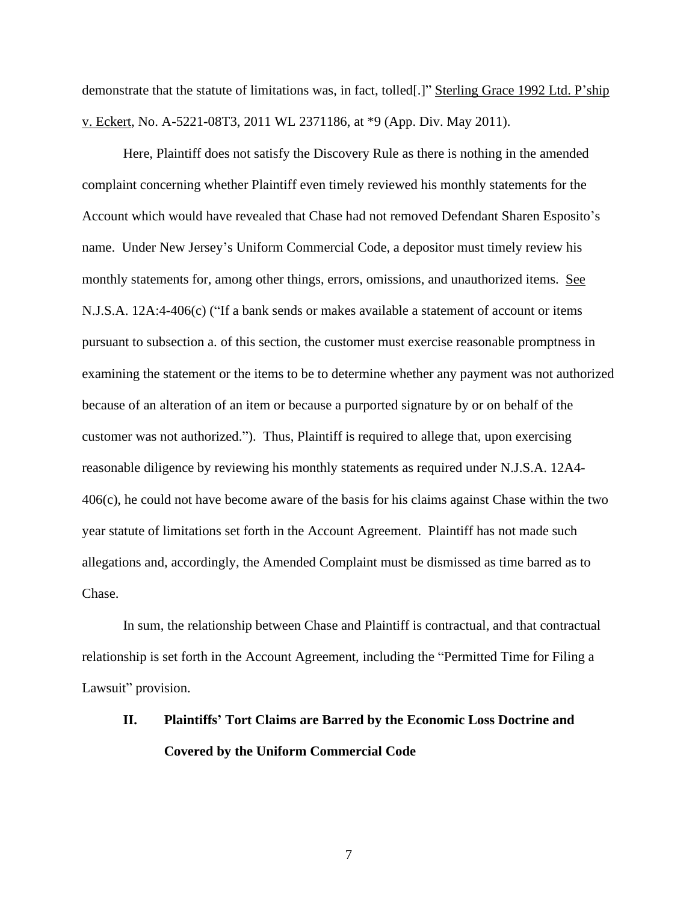demonstrate that the statute of limitations was, in fact, tolled[.]" Sterling Grace 1992 Ltd. P'ship v. Eckert, No. A-5221-08T3, 2011 WL 2371186, at *9 (App. Div. May 2011).

Here, Plaintiff does not satisfy the Discovery Rule as there is nothing in the amended complaint concerning whether Plaintiff even timely reviewed his monthly statements for the Account which would have revealed that Chase had not removed Defendant Sharen Esposito's name. Under New Jersey's Uniform Commercial Code, a depositor must timely review his monthly statements for, among other things, errors, omissions, and unauthorized items. See N.J.S.A. 12A:4-406(c) ("If a bank sends or makes available a statement of account or items pursuant to subsection a. of this section, the customer must exercise reasonable promptness in examining the statement or the items to be to determine whether any payment was not authorized because of an alteration of an item or because a purported signature by or on behalf of the customer was not authorized."). Thus, Plaintiff is required to allege that, upon exercising reasonable diligence by reviewing his monthly statements as required under N.J.S.A. 12A4-406(c), he could not have become aware of the basis for his claims against Chase within the two year statute of limitations set forth in the Account Agreement. Plaintiff has not made such allegations and, accordingly, the Amended Complaint must be dismissed as time barred as to Chase.

In sum, the relationship between Chase and Plaintiff is contractual, and that contractual relationship is set forth in the Account Agreement, including the "Permitted Time for Filing a Lawsuit" provision.

## II. Plaintiffs' Tort Claims are Barred by the Economic Loss Doctrine and Covered by the Uniform Commercial Code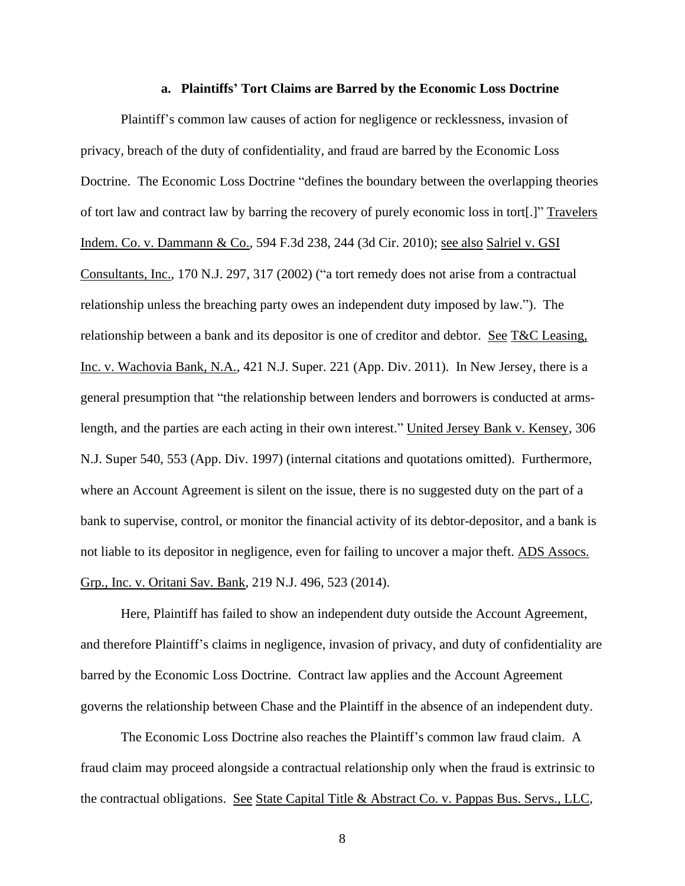### a. Plaintiffs' Tort Claims are Barred by the Economic Loss Doctrine

Plaintiff's common law causes of action for negligence or recklessness, invasion of privacy, breach of the duty of confidentiality, and fraud are barred by the Economic Loss Doctrine. The Economic Loss Doctrine "defines the boundary between the overlapping theories of tort law and contract law by barring the recovery of purely economic loss in tort[.]" Travelers Indem. Co. v. Dammann & Co., 594 F.3d 238, 244 (3d Cir. 2010); see also Salriel v. GSI Consultants, Inc., 170 N.J. 297, 317 (2002) ("a tort remedy does not arise from a contractual relationship unless the breaching party owes an independent duty imposed by law."). The relationship between a bank and its depositor is one of creditor and debtor. See T&C Leasing, Inc. v. Wachovia Bank, N.A., 421 N.J. Super. 221 (App. Div. 2011). In New Jersey, there is a general presumption that "the relationship between lenders and borrowers is conducted at arms-length, and the parties are each acting in their own interest." United Jersey Bank v. Kensey, 306 N.J. Super 540, 553 (App. Div. 1997) (internal citations and quotations omitted). Furthermore, where an Account Agreement is silent on the issue, there is no suggested duty on the part of a bank to supervise, control, or monitor the financial activity of its debtor-depositor, and a bank is not liable to its depositor in negligence, even for failing to uncover a major theft. ADS Assocs. Grp., Inc. v. Oritani Sav. Bank, 219 N.J. 496, 523 (2014).

Here, Plaintiff has failed to show an independent duty outside the Account Agreement, and therefore Plaintiff's claims in negligence, invasion of privacy, and duty of confidentiality are barred by the Economic Loss Doctrine. Contract law applies and the Account Agreement governs the relationship between Chase and the Plaintiff in the absence of an independent duty.

The Economic Loss Doctrine also reaches the Plaintiff's common law fraud claim. A fraud claim may proceed alongside a contractual relationship only when the fraud is extrinsic to the contractual obligations. See State Capital Title & Abstract Co. v. Pappas Bus. Servs., LLC,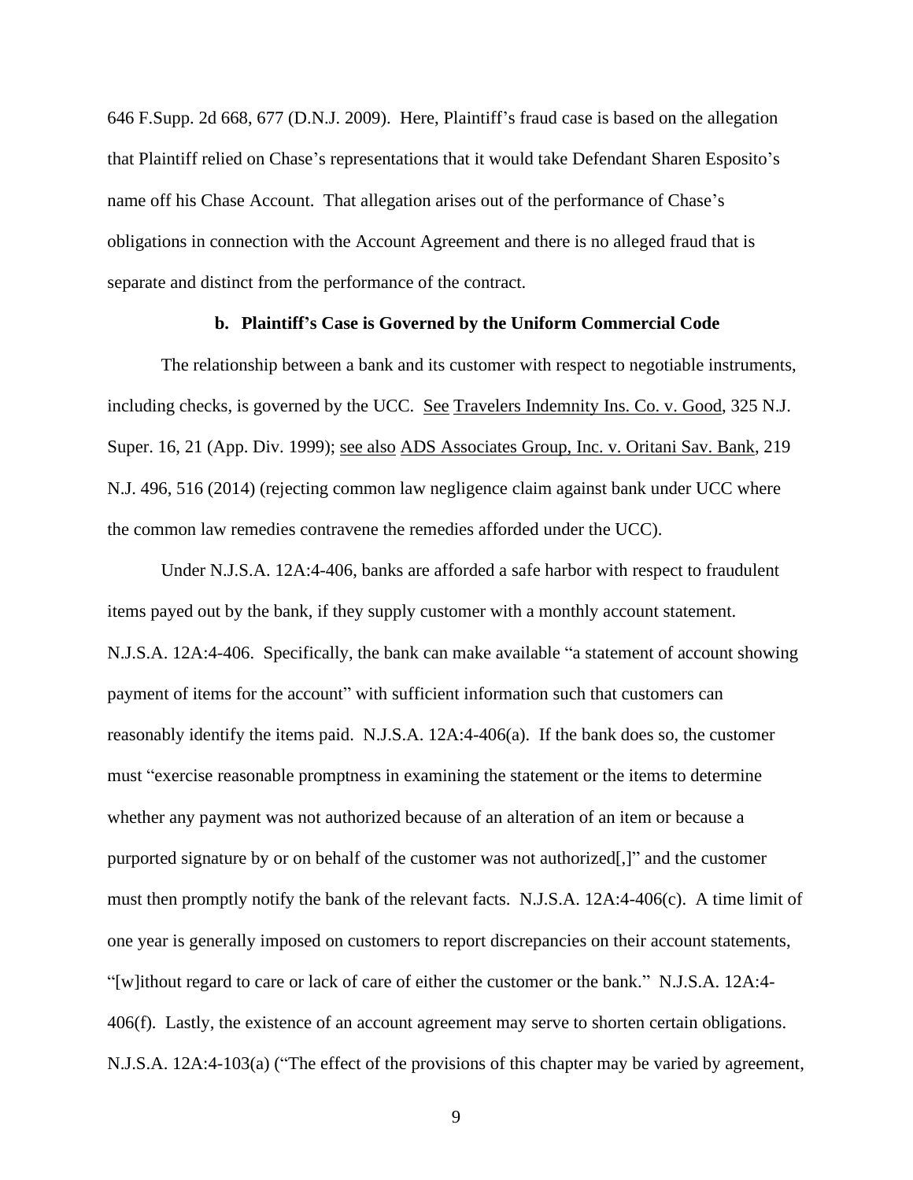646 F.Supp. 2d 668, 677 (D.N.J. 2009). Here, Plaintiff's fraud case is based on the allegation that Plaintiff relied on Chase's representations that it would take Defendant Sharen Esposito's name off his Chase Account. That allegation arises out of the performance of Chase's obligations in connection with the Account Agreement and there is no alleged fraud that is separate and distinct from the performance of the contract.

**b. Plaintiff's Case is Governed by the Uniform Commercial Code**

The relationship between a bank and its customer with respect to negotiable instruments, including checks, is governed by the UCC. See Travelers Indemnity Ins. Co. v. Good, 325 N.J. Super. 16, 21 (App. Div. 1999); see also ADS Associates Group, Inc. v. Oritani Sav. Bank, 219 N.J. 496, 516 (2014) (rejecting common law negligence claim against bank under UCC where the common law remedies contravene the remedies afforded under the UCC).

Under N.J.S.A. 12A:4-406, banks are afforded a safe harbor with respect to fraudulent items payed out by the bank, if they supply customer with a monthly account statement. N.J.S.A. 12A:4-406. Specifically, the bank can make available "a statement of account showing payment of items for the account" with sufficient information such that customers can reasonably identify the items paid. N.J.S.A. 12A:4-406(a). If the bank does so, the customer must "exercise reasonable promptness in examining the statement or the items to determine whether any payment was not authorized because of an alteration of an item or because a purported signature by or on behalf of the customer was not authorized[,]" and the customer must then promptly notify the bank of the relevant facts. N.J.S.A. 12A:4-406(c). A time limit of one year is generally imposed on customers to report discrepancies on their account statements, "[w]ithout regard to care or lack of care of either the customer or the bank." N.J.S.A. 12A:4-406(f). Lastly, the existence of an account agreement may serve to shorten certain obligations. N.J.S.A. 12A:4-103(a) ("The effect of the provisions of this chapter may be varied by agreement,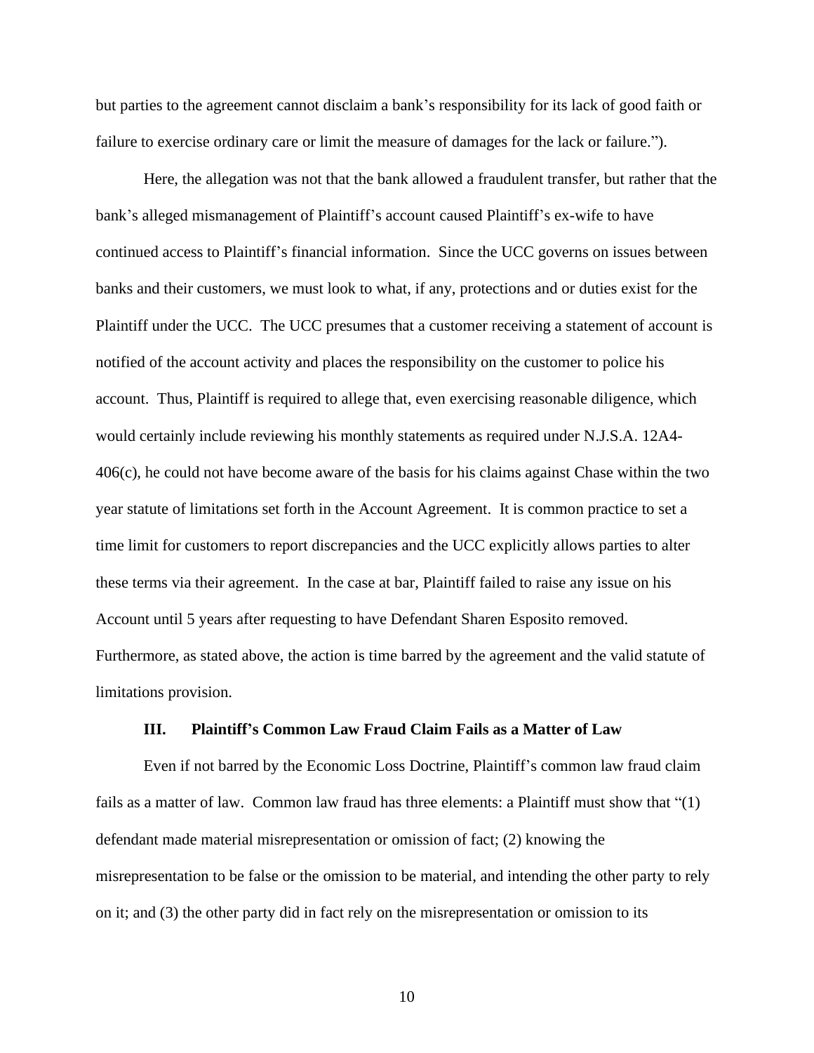but parties to the agreement cannot disclaim a bank's responsibility for its lack of good faith or failure to exercise ordinary care or limit the measure of damages for the lack or failure.").

Here, the allegation was not that the bank allowed a fraudulent transfer, but rather that the bank's alleged mismanagement of Plaintiff's account caused Plaintiff's ex-wife to have continued access to Plaintiff's financial information. Since the UCC governs on issues between banks and their customers, we must look to what, if any, protections and or duties exist for the Plaintiff under the UCC. The UCC presumes that a customer receiving a statement of account is notified of the account activity and places the responsibility on the customer to police his account. Thus, Plaintiff is required to allege that, even exercising reasonable diligence, which would certainly include reviewing his monthly statements as required under N.J.S.A. 12A4-406(c), he could not have become aware of the basis for his claims against Chase within the two year statute of limitations set forth in the Account Agreement. It is common practice to set a time limit for customers to report discrepancies and the UCC explicitly allows parties to alter these terms via their agreement. In the case at bar, Plaintiff failed to raise any issue on his Account until 5 years after requesting to have Defendant Sharen Esposito removed. Furthermore, as stated above, the action is time barred by the agreement and the valid statute of limitations provision.

### III. Plaintiff's Common Law Fraud Claim Fails as a Matter of Law

Even if not barred by the Economic Loss Doctrine, Plaintiff's common law fraud claim fails as a matter of law. Common law fraud has three elements: a Plaintiff must show that "(1) defendant made material misrepresentation or omission of fact; (2) knowing the misrepresentation to be false or the omission to be material, and intending the other party to rely on it; and (3) the other party did in fact rely on the misrepresentation or omission to its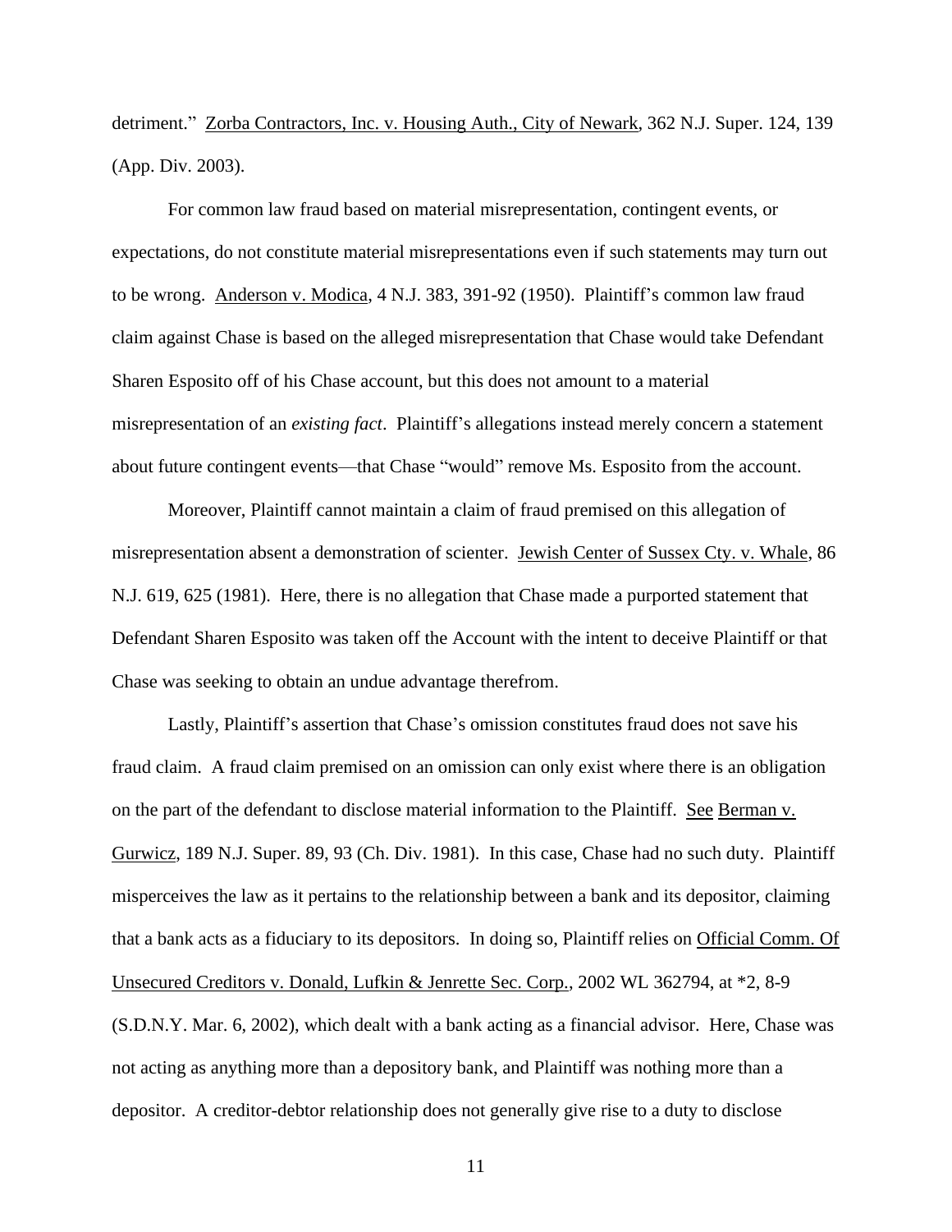detriment." Zorba Contractors, Inc. v. Housing Auth., City of Newark, 362 N.J. Super. 124, 139 (App. Div. 2003).

For common law fraud based on material misrepresentation, contingent events, or expectations, do not constitute material misrepresentations even if such statements may turn out to be wrong. Anderson v. Modica, 4 N.J. 383, 391-92 (1950). Plaintiff's common law fraud claim against Chase is based on the alleged misrepresentation that Chase would take Defendant Sharen Esposito off of his Chase account, but this does not amount to a material misrepresentation of an *existing fact*. Plaintiff's allegations instead merely concern a statement about future contingent events—that Chase "would" remove Ms. Esposito from the account.

Moreover, Plaintiff cannot maintain a claim of fraud premised on this allegation of misrepresentation absent a demonstration of scienter. Jewish Center of Sussex Cty. v. Whale, 86 N.J. 619, 625 (1981). Here, there is no allegation that Chase made a purported statement that Defendant Sharen Esposito was taken off the Account with the intent to deceive Plaintiff or that Chase was seeking to obtain an undue advantage therefrom.

Lastly, Plaintiff's assertion that Chase's omission constitutes fraud does not save his fraud claim. A fraud claim premised on an omission can only exist where there is an obligation on the part of the defendant to disclose material information to the Plaintiff. See Berman v. Gurwicz, 189 N.J. Super. 89, 93 (Ch. Div. 1981). In this case, Chase had no such duty. Plaintiff misperceives the law as it pertains to the relationship between a bank and its depositor, claiming that a bank acts as a fiduciary to its depositors. In doing so, Plaintiff relies on Official Comm. Of Unsecured Creditors v. Donald, Lufkin & Jenrette Sec. Corp., 2002 WL 362794, at *2, 8-9 (S.D.N.Y. Mar. 6, 2002), which dealt with a bank acting as a financial advisor. Here, Chase was not acting as anything more than a depository bank, and Plaintiff was nothing more than a depositor. A creditor-debtor relationship does not generally give rise to a duty to disclose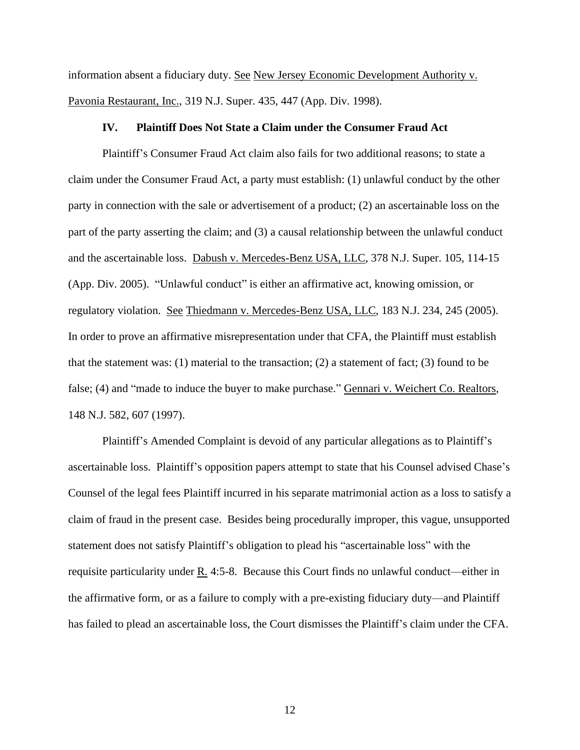information absent a fiduciary duty. See New Jersey Economic Development Authority v. Pavonia Restaurant, Inc., 319 N.J. Super. 435, 447 (App. Div. 1998).

### IV. Plaintiff Does Not State a Claim under the Consumer Fraud Act

Plaintiff's Consumer Fraud Act claim also fails for two additional reasons; to state a claim under the Consumer Fraud Act, a party must establish: (1) unlawful conduct by the other party in connection with the sale or advertisement of a product; (2) an ascertainable loss on the part of the party asserting the claim; and (3) a causal relationship between the unlawful conduct and the ascertainable loss. Dabush v. Mercedes-Benz USA, LLC, 378 N.J. Super. 105, 114-15 (App. Div. 2005). "Unlawful conduct" is either an affirmative act, knowing omission, or regulatory violation. See Thiedmann v. Mercedes-Benz USA, LLC, 183 N.J. 234, 245 (2005). In order to prove an affirmative misrepresentation under that CFA, the Plaintiff must establish that the statement was: (1) material to the transaction; (2) a statement of fact; (3) found to be false; (4) and "made to induce the buyer to make purchase." Gennari v. Weichert Co. Realtors, 148 N.J. 582, 607 (1997).

Plaintiff's Amended Complaint is devoid of any particular allegations as to Plaintiff's ascertainable loss. Plaintiff's opposition papers attempt to state that his Counsel advised Chase's Counsel of the legal fees Plaintiff incurred in his separate matrimonial action as a loss to satisfy a claim of fraud in the present case. Besides being procedurally improper, this vague, unsupported statement does not satisfy Plaintiff's obligation to plead his "ascertainable loss" with the requisite particularity under R. 4:5-8. Because this Court finds no unlawful conduct—either in the affirmative form, or as a failure to comply with a pre-existing fiduciary duty—and Plaintiff has failed to plead an ascertainable loss, the Court dismisses the Plaintiff's claim under the CFA.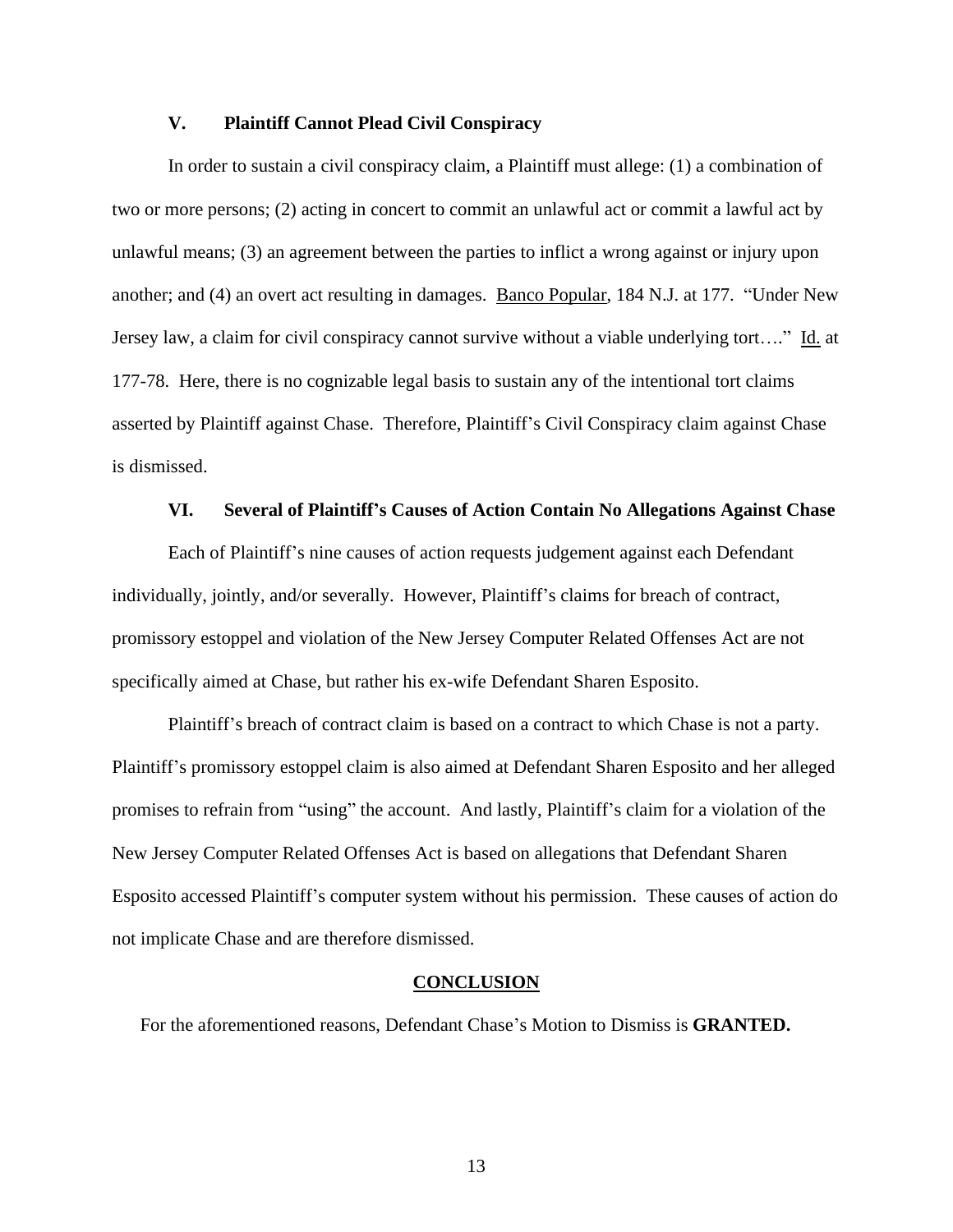### V. Plaintiff Cannot Plead Civil Conspiracy

In order to sustain a civil conspiracy claim, a Plaintiff must allege: (1) a combination of two or more persons; (2) acting in concert to commit an unlawful act or commit a lawful act by unlawful means; (3) an agreement between the parties to inflict a wrong against or injury upon another; and (4) an overt act resulting in damages. Banco Popular, 184 N.J. at 177. "Under New Jersey law, a claim for civil conspiracy cannot survive without a viable underlying tort…." Id. at 177-78. Here, there is no cognizable legal basis to sustain any of the intentional tort claims asserted by Plaintiff against Chase. Therefore, Plaintiff's Civil Conspiracy claim against Chase is dismissed.

### VI. Several of Plaintiff's Causes of Action Contain No Allegations Against Chase

Each of Plaintiff's nine causes of action requests judgement against each Defendant individually, jointly, and/or severally. However, Plaintiff's claims for breach of contract, promissory estoppel and violation of the New Jersey Computer Related Offenses Act are not specifically aimed at Chase, but rather his ex-wife Defendant Sharen Esposito.

Plaintiff's breach of contract claim is based on a contract to which Chase is not a party. Plaintiff's promissory estoppel claim is also aimed at Defendant Sharen Esposito and her alleged promises to refrain from "using" the account. And lastly, Plaintiff's claim for a violation of the New Jersey Computer Related Offenses Act is based on allegations that Defendant Sharen Esposito accessed Plaintiff's computer system without his permission. These causes of action do not implicate Chase and are therefore dismissed.

## CONCLUSION

For the aforementioned reasons, Defendant Chase's Motion to Dismiss is **GRANTED.**